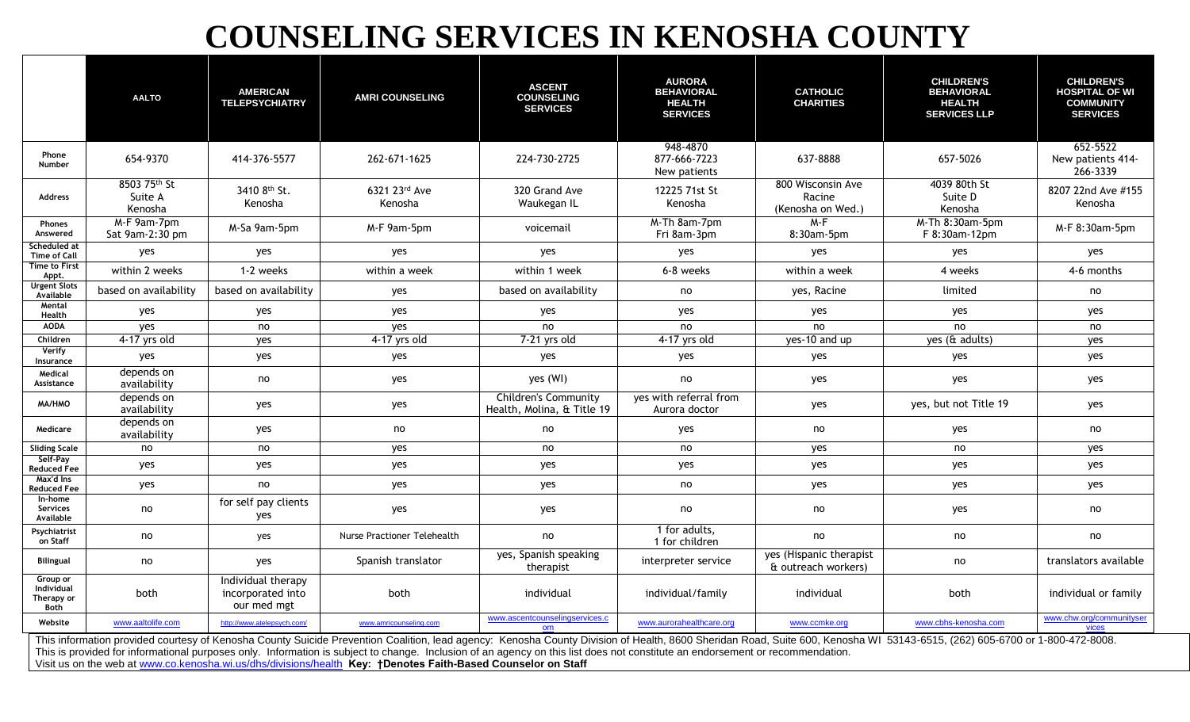# COUNSELING SERVICES IN KENOSHA COUNTY

| | AALTO | AMERICAN TELEPSYCHIATRY | AMRI COUNSELING | ASCENT COUNSELING SERVICES | AURORA BEHAVIORAL HEALTH SERVICES | CATHOLIC CHARITIES | CHILDREN'S BEHAVIORAL HEALTH SERVICES LLP | CHILDREN'S HOSPITAL OF WI COMMUNITY SERVICES |
|---|---|---|---|---|---|---|---|---|
| Phone Number | 654-9370 | 414-376-5577 | 262-671-1625 | 224-730-2725 | 948-4870 877-666-7223 New patients | 637-8888 | 657-5026 | 652-5522 New patients 414-266-3339 |
| Address | 8503 75th St Suite A Kenosha | 3410 8th St. Kenosha | 6321 23rd Ave Kenosha | 320 Grand Ave Waukegan IL | 12225 71st St Kenosha | 800 Wisconsin Ave Racine (Kenosha on Wed.) | 4039 80th St Suite D Kenosha | 8207 22nd Ave #155 Kenosha |
| Phones Answered | M-F 9am-7pm Sat 9am-2:30 pm | M-Sa 9am-5pm | M-F 9am-5pm | voicemail | M-Th 8am-7pm Fri 8am-3pm | M-F 8:30am-5pm | M-Th 8:30am-5pm F 8:30am-12pm | M-F 8:30am-5pm |
| Scheduled at Time of Call | yes | yes | yes | yes | yes | yes | yes | yes |
| Time to First Appt. | within 2 weeks | 1-2 weeks | within a week | within 1 week | 6-8 weeks | within a week | 4 weeks | 4-6 months |
| Urgent Slots Available | based on availability | based on availability | yes | based on availability | no | yes, Racine | limited | no |
| Mental Health | yes | yes | yes | yes | yes | yes | yes | yes |
| AODA | yes | no | yes | no | no | no | no | no |
| Children | 4-17 yrs old | yes | 4-17 yrs old | 7-21 yrs old | 4-17 yrs old | yes-10 and up | yes (& adults) | yes |
| Verify Insurance | yes | yes | yes | yes | yes | yes | yes | yes |
| Medical Assistance | depends on availability | no | yes | yes (WI) | no | yes | yes | yes |
| MA/HMO | depends on availability | yes | yes | Children's Community Health, Molina, & Title 19 | yes with referral from Aurora doctor | yes | yes, but not Title 19 | yes |
| Medicare | depends on availability | yes | no | no | yes | no | yes | no |
| Sliding Scale | no | no | yes | no | no | yes | no | yes |
| Self-Pay Reduced Fee | yes | yes | yes | yes | yes | yes | yes | yes |
| Max'd Ins Reduced Fee | yes | no | yes | yes | no | yes | yes | yes |
| In-home Services Available | no | for self pay clients yes | yes | yes | no | no | yes | no |
| Psychiatrist on Staff | no | yes | Nurse Practioner Telehealth | no | 1 for adults, 1 for children | no | no | no |
| Bilingual | no | yes | Spanish translator | yes, Spanish speaking therapist | interpreter service | yes (Hispanic therapist & outreach workers) | no | translators available |
| Group or Individual Therapy or Both | both | Individual therapy incorporated into our med mgt | both | individual | individual/family | individual | both | individual or family |
| Website | www.aaltolife.com | http://www.atelepsych.com/ | www.amricounseling.com | www.ascentcounselingservices.com | www.aurorahealthcare.org | www.ccmke.org | www.cbhs-kenosha.com | www.chw.org/communityservices |

This information provided courtesy of Kenosha County Suicide Prevention Coalition, lead agency: Kenosha County Division of Health, 8600 Sheridan Road, Suite 600, Kenosha WI 53143-6515, (262) 605-6700 or 1-800-472-8008.
This is provided for informational purposes only. Information is subject to change. Inclusion of an agency on this list does not constitute an endorsement or recommendation.
Visit us on the web at www.co.kenosha.wi.us/dhs/divisions/health **Key: †Denotes Faith-Based Counselor on Staff**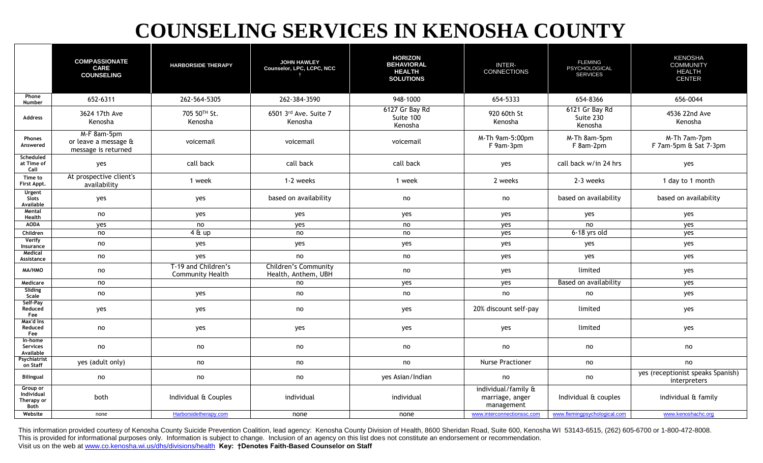# COUNSELING SERVICES IN KENOSHA COUNTY

| | COMPASSIONATE CARE COUNSELING | HARBORSIDE THERAPY | JOHN HAWLEY Counselor, LPC, LCPC, NCC † | HORIZON BEHAVIORAL HEALTH SOLUTIONS | INTER-CONNECTIONS | FLEMING PSYCHOLOGICAL SERVICES | KENOSHA COMMUNITY HEALTH CENTER |
|---|---|---|---|---|---|---|---|
| Phone Number | 652-6311 | 262-564-5305 | 262-384-3590 | 948-1000 | 654-5333 | 654-8366 | 656-0044 |
| Address | 3624 17th Ave Kenosha | 705 50TH St. Kenosha | 6501 3rd Ave. Suite 7 Kenosha | 6127 Gr Bay Rd Suite 100 Kenosha | 920 60th St Kenosha | 6121 Gr Bay Rd Suite 230 Kenosha | 4536 22nd Ave Kenosha |
| Phones Answered | M-F 8am-5pm or leave a message & message is returned | voicemail | voicemail | voicemail | M-Th 9am-5:00pm F 9am-3pm | M-Th 8am-5pm F 8am-2pm | M-Th 7am-7pm F 7am-5pm & Sat 7-3pm |
| Scheduled at Time of Call | yes | call back | call back | call back | yes | call back w/in 24 hrs | yes |
| Time to First Appt. | At prospective client's availability | 1 week | 1-2 weeks | 1 week | 2 weeks | 2-3 weeks | 1 day to 1 month |
| Urgent Slots Available | yes | yes | based on availability | no | no | based on availability | based on availability |
| Mental Health | no | yes | yes | yes | yes | yes | yes |
| AODA | yes | no | yes | no | yes | no | yes |
| Children | no | 4 & up | no | no | yes | 6-18 yrs old | yes |
| Verify Insurance | no | yes | yes | yes | yes | yes | yes |
| Medical Assistance | no | yes | no | no | yes | yes | yes |
| MA/HMO | no | T-19 and Children's Community Health | Children's Community Health, Anthem, UBH | no | yes | limited | yes |
| Medicare | no | | no | yes | yes | Based on availability | yes |
| Sliding Scale | no | yes | no | no | no | no | yes |
| Self-Pay Reduced Fee | yes | yes | no | yes | 20% discount self-pay | limited | yes |
| Max'd Ins Reduced Fee | no | yes | yes | yes | yes | limited | yes |
| In-home Services Available | no | no | no | no | no | no | no |
| Psychiatrist on Staff | yes (adult only) | no | no | no | Nurse Practioner | no | no |
| Bilingual | no | no | no | yes Asian/Indian | no | no | yes (receptionist speaks Spanish) interpreters |
| Group or Individual Therapy or Both | both | Individual & Couples | individual | individual | individual/family & marriage, anger management | Individual & couples | individual & family |
| Website | none | Harborsidetherapy.com | none | none | www.interconnectionssc.com | www.flemingpsychological.com | www.kenoshachc.org |

This information provided courtesy of Kenosha County Suicide Prevention Coalition, lead agency: Kenosha County Division of Health, 8600 Sheridan Road, Suite 600, Kenosha WI 53143-6515, (262) 605-6700 or 1-800-472-8008. This is provided for informational purposes only. Information is subject to change. Inclusion of an agency on this list does not constitute an endorsement or recommendation.

Visit us on the web at www.co.kenosha.wi.us/dhs/divisions/health **Key: †Denotes Faith-Based Counselor on Staff**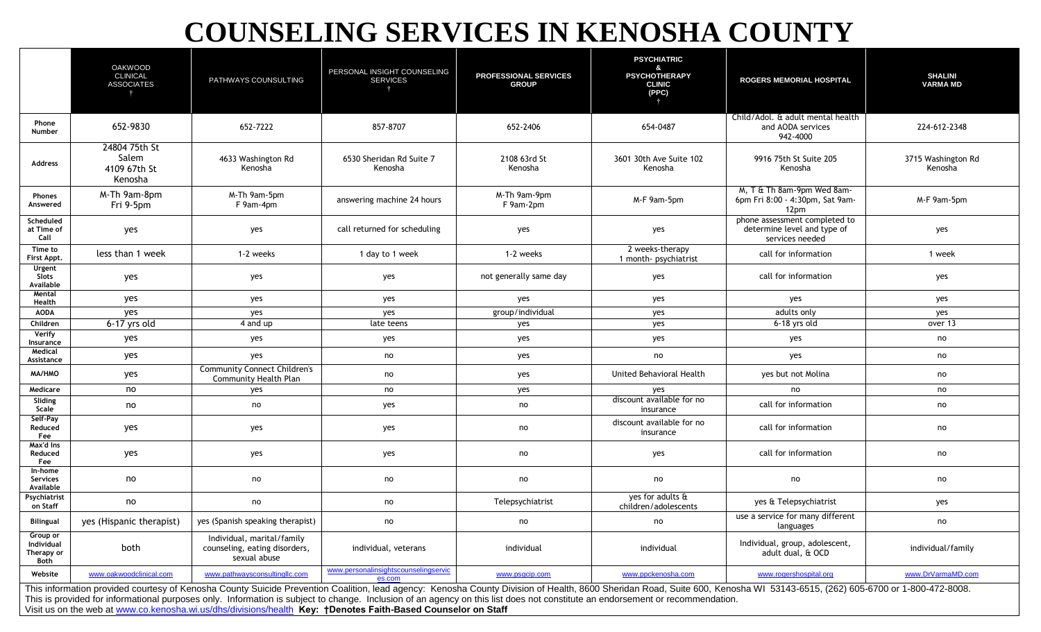# COUNSELING SERVICES IN KENOSHA COUNTY

| | OAKWOOD CLINICAL ASSOCIATES † | PATHWAYS COUNSULTING | PERSONAL INSIGHT COUNSELING SERVICES † | PROFESSIONAL SERVICES GROUP | PSYCHIATRIC & PSYCHOTHERAPY CLINIC (PPC) † | ROGERS MEMORIAL HOSPITAL | SHALINI VARMA MD |
|---|---|---|---|---|---|---|---|
| Phone Number | 652-9830 | 652-7222 | 857-8707 | 652-2406 | 654-0487 | Child/Adol. & adult mental health and AODA services 942-4000 | 224-612-2348 |
| Address | 24804 75th St Salem 4109 67th St Kenosha | 4633 Washington Rd Kenosha | 6530 Sheridan Rd Suite 7 Kenosha | 2108 63rd St Kenosha | 3601 30th Ave Suite 102 Kenosha | 9916 75th St Suite 205 Kenosha | 3715 Washington Rd Kenosha |
| Phones Answered | M-Th 9am-8pm Fri 9-5pm | M-Th 9am-5pm F 9am-4pm | answering machine 24 hours | M-Th 9am-9pm F 9am-2pm | M-F 9am-5pm | M, T & Th 8am-9pm Wed 8am-6pm Fri 8:00 - 4:30pm, Sat 9am-12pm | M-F 9am-5pm |
| Scheduled at Time of Call | yes | yes | call returned for scheduling | yes | yes | phone assessment completed to determine level and type of services needed | yes |
| Time to First Appt. | less than 1 week | 1-2 weeks | 1 day to 1 week | 1-2 weeks | 2 weeks-therapy 1 month- psychiatrist | call for information | 1 week |
| Urgent Slots Available | yes | yes | yes | not generally same day | yes | call for information | yes |
| Mental Health | yes | yes | yes | yes | yes | yes | yes |
| AODA | yes | yes | yes | group/individual | yes | adults only | yes |
| Children | 6-17 yrs old | 4 and up | late teens | yes | yes | 6-18 yrs old | over 13 |
| Verify Insurance | yes | yes | yes | yes | yes | yes | no |
| Medical Assistance | yes | yes | no | yes | no | yes | no |
| MA/HMO | yes | Community Connect Children's Community Health Plan | no | yes | United Behavioral Health | yes but not Molina | no |
| Medicare | no | yes | no | yes | yes | no | no |
| Sliding Scale | no | no | yes | no | discount available for no insurance | call for information | no |
| Self-Pay Reduced Fee | yes | yes | yes | no | discount available for no insurance | call for information | no |
| Max'd Ins Reduced Fee | yes | yes | yes | no | yes | call for information | no |
| In-home Services Available | no | no | no | no | no | no | no |
| Psychiatrist on Staff | no | no | no | Telepsychiatrist | yes for adults & children/adolescents | yes & Telepsychiatrist | yes |
| Bilingual | yes (Hispanic therapist) | yes (Spanish speaking therapist) | no | no | no | use a service for many different languages | no |
| Group or Individual Therapy or Both | both | Individual, marital/family counseling, eating disorders, sexual abuse | individual, veterans | individual | individual | Individual, group, adolescent, adult dual, & OCD | individual/family |
| Website | www.oakwoodclinical.com | www.pathwaysconsultingllc.com | www.personalinsightscounselingservices.com | www.psgcip.com | www.ppckenosha.com | www.rogershospital.org | www.DrVarmaMD.com |

This information provided courtesy of Kenosha County Suicide Prevention Coalition, lead agency: Kenosha County Division of Health, 8600 Sheridan Road, Suite 600, Kenosha WI 53143-6515, (262) 605-6700 or 1-800-472-8008. This is provided for informational purposes only. Information is subject to change. Inclusion of an agency on this list does not constitute an endorsement or recommendation. Visit us on the web at www.co.kenosha.wi.us/dhs/divisions/health **Key: †Denotes Faith-Based Counselor on Staff**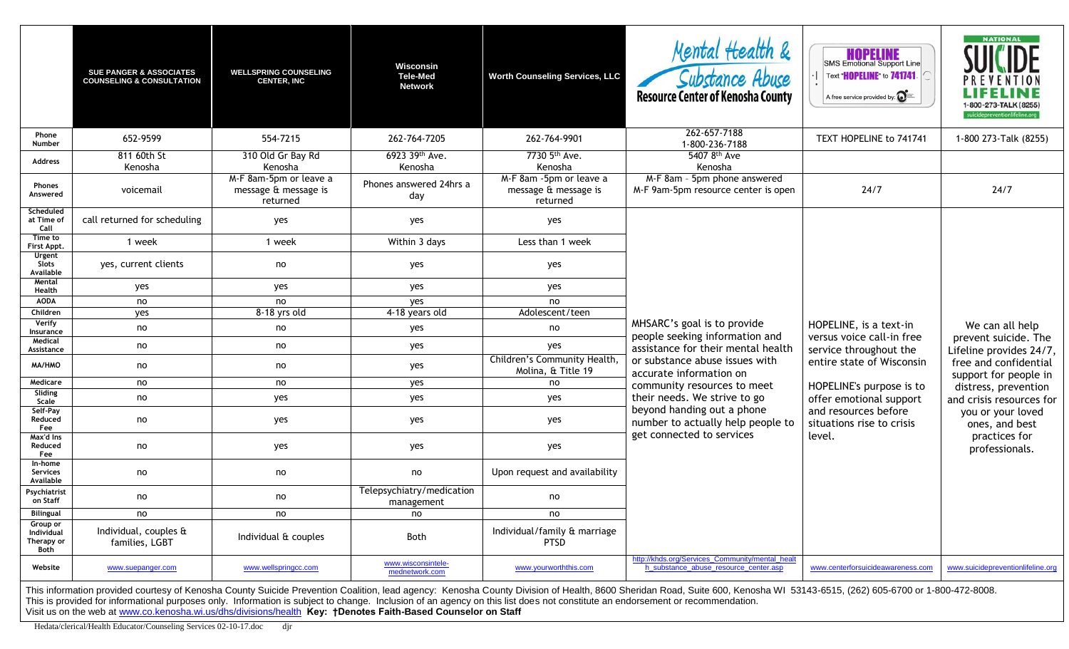| | SUE PANGER & ASSOCIATES COUNSELING & CONSULTATION | WELLSPRING COUNSELING CENTER, INC | Wisconsin Tele-Med Network | Worth Counseling Services, LLC | Mental Health & Substance Abuse Resource Center of Kenosha County | HOPELINE SMS Emotional Support Line Text "HOPELINE" to 741741. A free service provided by: | NATIONAL SUICIDE PREVENTION LIFELINE 1-800-273-TALK (8255) suicidepreventionlifeline.org |
|---|---|---|---|---|---|---|---|
| Phone Number | 652-9599 | 554-7215 | 262-764-7205 | 262-764-9901 | 262-657-7188 1-800-236-7188 | TEXT HOPELINE to 741741 | 1-800 273-Talk (8255) |
| Address | 811 60th St Kenosha | 310 Old Gr Bay Rd Kenosha | 6923 39th Ave. Kenosha | 7730 5th Ave. Kenosha | 5407 8th Ave Kenosha | | |
| Phones Answered | voicemail | M-F 8am-5pm or leave a message & message is returned | Phones answered 24hrs a day | M-F 8am -5pm or leave a message & message is returned | M-F 8am – 5pm phone answered M-F 9am-5pm resource center is open | 24/7 | 24/7 |
| Scheduled at Time of Call | call returned for scheduling | yes | yes | yes | MHSARC's goal is to provide people seeking information and assistance for their mental health or substance abuse issues with accurate information on community resources to meet their needs. We strive to go beyond handing out a phone number to actually help people to get connected to services | HOPELINE, is a text-in versus voice call-in free service throughout the entire state of Wisconsin HOPELINE's purpose is to offer emotional support and resources before situations rise to crisis level. | We can all help prevent suicide. The Lifeline provides 24/7, free and confidential support for people in distress, prevention and crisis resources for you or your loved ones, and best practices for professionals. |
| Time to First Appt. | 1 week | 1 week | Within 3 days | Less than 1 week | | | |
| Urgent Slots Available | yes, current clients | no | yes | yes | | | |
| Mental Health | yes | yes | yes | yes | | | |
| AODA | no | no | yes | no | | | |
| Children | yes | 8-18 yrs old | 4-18 years old | Adolescent/teen | | | |
| Verify Insurance | no | no | yes | no | | | |
| Medical Assistance | no | no | yes | yes | | | |
| MA/HMO | no | no | yes | Children's Community Health, Molina, & Title 19 | | | |
| Medicare | no | no | yes | no | | | |
| Sliding Scale | no | yes | yes | yes | | | |
| Self-Pay Reduced Fee | no | yes | yes | yes | | | |
| Max'd Ins Reduced Fee | no | yes | yes | yes | | | |
| In-home Services Available | no | no | no | Upon request and availability | | | |
| Psychiatrist on Staff | no | no | Telepsychiatry/medication management | no | | | |
| Bilingual | no | no | no | no | | | |
| Group or Individual Therapy or Both | Individual, couples & families, LGBT | Individual & couples | Both | Individual/family & marriage PTSD | | | |
| Website | www.suepanger.com | www.wellspringcc.com | www.wisconsintele-mednetwork.com | www.yourworththis.com | http://khds.org/Services_Community/mental_health_substance_abuse_resource_center.asp | www.centerforsuicideawareness.com | www.suicidepreventionlifeline.org |

This information provided courtesy of Kenosha County Suicide Prevention Coalition, lead agency: Kenosha County Division of Health, 8600 Sheridan Road, Suite 600, Kenosha WI 53143-6515, (262) 605-6700 or 1-800-472-8008.
This is provided for informational purposes only. Information is subject to change. Inclusion of an agency on this list does not constitute an endorsement or recommendation.
Visit us on the web at www.co.kenosha.wi.us/dhs/divisions/health **Key: †Denotes Faith-Based Counselor on Staff**

Hedata/clerical/Health Educator/Counseling Services 02-10-17.doc djr